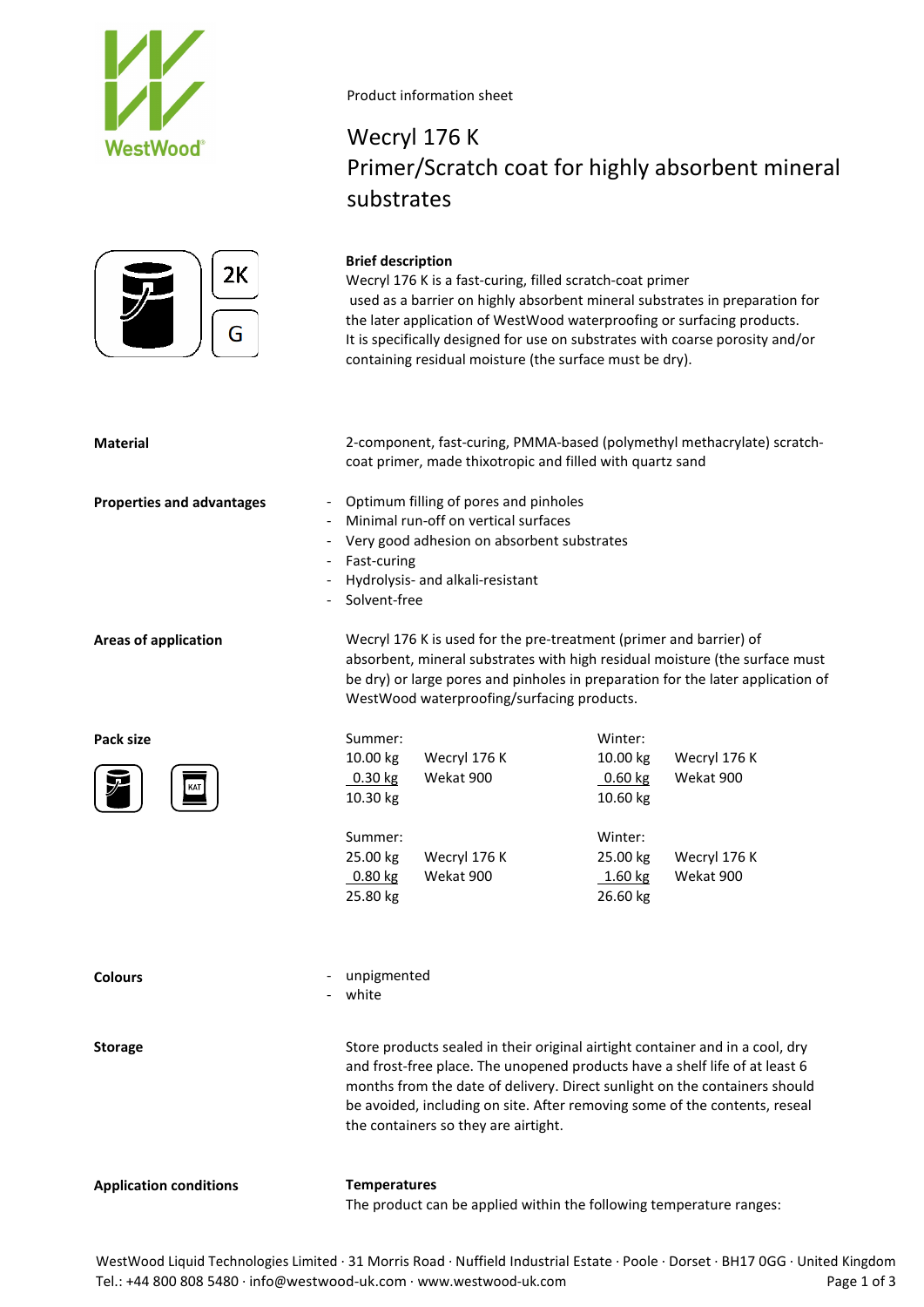Product information sheet

# Wecryl 176 K
# Primer/Scratch coat for highly absorbent mineral substrates

2K

G

**Brief description**

Wecryl 176 K is a fast-curing, filled scratch-coat primer used as a barrier on highly absorbent mineral substrates in preparation for the later application of WestWood waterproofing or surfacing products. It is specifically designed for use on substrates with coarse porosity and/or containing residual moisture (the surface must be dry).

**Material**

2-component, fast-curing, PMMA-based (polymethyl methacrylate) scratch-coat primer, made thixotropic and filled with quartz sand

**Properties and advantages**

- Optimum filling of pores and pinholes
- Minimal run-off on vertical surfaces
- Very good adhesion on absorbent substrates
- Fast-curing
- Hydrolysis- and alkali-resistant
- Solvent-free

**Areas of application**

Wecryl 176 K is used for the pre-treatment (primer and barrier) of absorbent, mineral substrates with high residual moisture (the surface must be dry) or large pores and pinholes in preparation for the later application of WestWood waterproofing/surfacing products.

**Pack size**

| Summer: | | Winter: | |
|---|---|---|---|
| 10.00 kg | Wecryl 176 K | 10.00 kg | Wecryl 176 K |
| 0.30 kg | Wekat 900 | 0.60 kg | Wekat 900 |
| 10.30 kg | | 10.60 kg | |

| Summer: | | Winter: | |
|---|---|---|---|
| 25.00 kg | Wecryl 176 K | 25.00 kg | Wecryl 176 K |
| 0.80 kg | Wekat 900 | 1.60 kg | Wekat 900 |
| 25.80 kg | | 26.60 kg | |

**Colours**

- unpigmented
- white

**Storage**

Store products sealed in their original airtight container and in a cool, dry and frost-free place. The unopened products have a shelf life of at least 6 months from the date of delivery. Direct sunlight on the containers should be avoided, including on site. After removing some of the contents, reseal the containers so they are airtight.

**Application conditions**

**Temperatures**

The product can be applied within the following temperature ranges: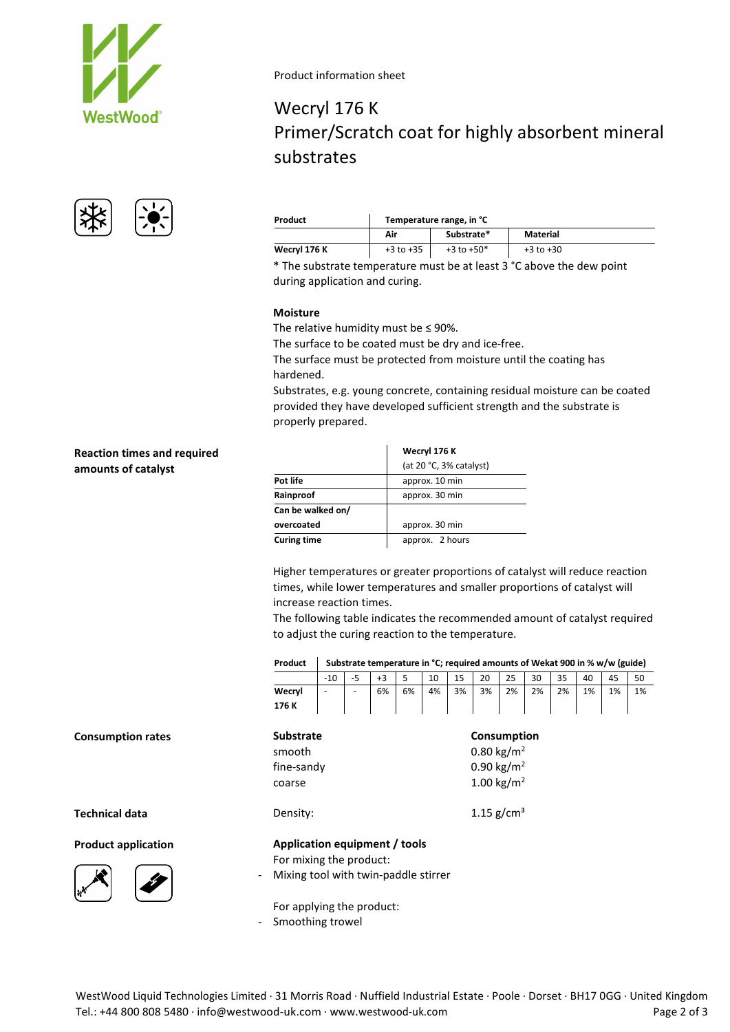Product information sheet

# Wecryl 176 K
## Primer/Scratch coat for highly absorbent mineral substrates

| Product | Temperature range, in °C | | |
|---|---|---|---|
| | Air | Substrate* | Material |
| Wecryl 176 K | +3 to +35 | +3 to +50* | +3 to +30 |

* The substrate temperature must be at least 3 °C above the dew point during application and curing.

**Moisture**

The relative humidity must be ≤ 90%.
The surface to be coated must be dry and ice-free.
The surface must be protected from moisture until the coating has hardened.
Substrates, e.g. young concrete, containing residual moisture can be coated provided they have developed sufficient strength and the substrate is properly prepared.

**Reaction times and required amounts of catalyst**

| | Wecryl 176 K (at 20 °C, 3% catalyst) |
|---|---|
| Pot life | approx. 10 min |
| Rainproof | approx. 30 min |
| Can be walked on/ overcoated | approx. 30 min |
| Curing time | approx. 2 hours |

Higher temperatures or greater proportions of catalyst will reduce reaction times, while lower temperatures and smaller proportions of catalyst will increase reaction times.
The following table indicates the recommended amount of catalyst required to adjust the curing reaction to the temperature.

| Product | Substrate temperature in °C; required amounts of Wekat 900 in % w/w (guide) | | | | | | | | | | | | |
|---|---|---|---|---|---|---|---|---|---|---|---|---|---|
| | -10 | -5 | +3 | 5 | 10 | 15 | 20 | 25 | 30 | 35 | 40 | 45 | 50 |
| Wecryl 176 K | - | - | 6% | 6% | 4% | 3% | 3% | 2% | 2% | 2% | 1% | 1% | 1% |

**Consumption rates**

| Substrate | Consumption |
|---|---|
| smooth | 0.80 kg/m² |
| fine-sandy | 0.90 kg/m² |
| coarse | 1.00 kg/m² |

**Technical data**

Density: 1.15 g/cm³

**Product application**

**Application equipment / tools**

For mixing the product:

- Mixing tool with twin-paddle stirrer

For applying the product:

- Smoothing trowel

WestWood Liquid Technologies Limited · 31 Morris Road · Nuffield Industrial Estate · Poole · Dorset · BH17 0GG · United Kingdom
Tel.: +44 800 808 5480 · info@westwood-uk.com · www.westwood-uk.com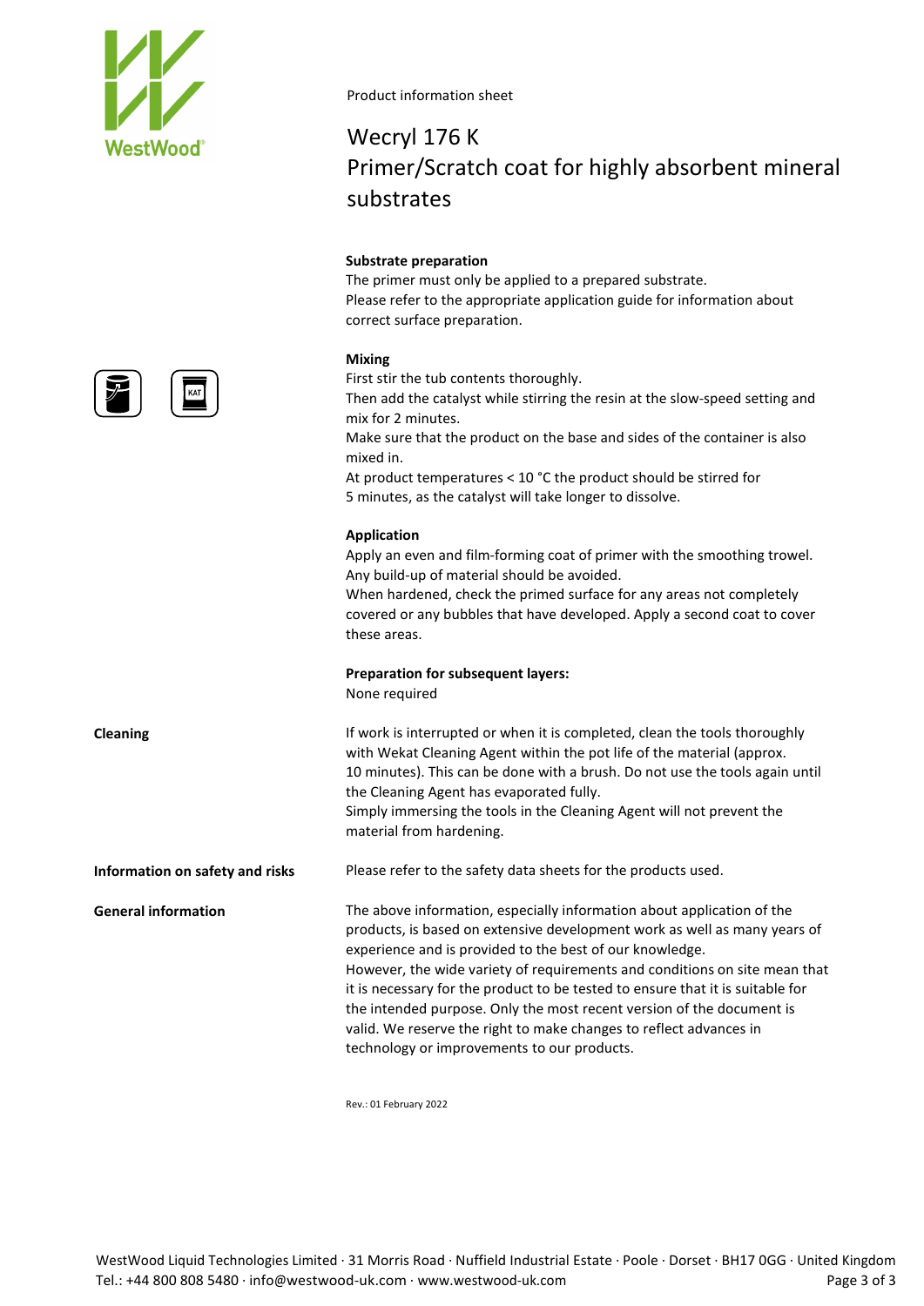Product information sheet

# Wecryl 176 K
# Primer/Scratch coat for highly absorbent mineral substrates

**Substrate preparation**
The primer must only be applied to a prepared substrate.
Please refer to the appropriate application guide for information about correct surface preparation.

**Mixing**
First stir the tub contents thoroughly.
Then add the catalyst while stirring the resin at the slow-speed setting and mix for 2 minutes.
Make sure that the product on the base and sides of the container is also mixed in.
At product temperatures < 10 °C the product should be stirred for 5 minutes, as the catalyst will take longer to dissolve.

**Application**
Apply an even and film-forming coat of primer with the smoothing trowel.
Any build-up of material should be avoided.
When hardened, check the primed surface for any areas not completely covered or any bubbles that have developed. Apply a second coat to cover these areas.

**Preparation for subsequent layers:**
None required

**Cleaning**

If work is interrupted or when it is completed, clean the tools thoroughly with Wekat Cleaning Agent within the pot life of the material (approx. 10 minutes). This can be done with a brush. Do not use the tools again until the Cleaning Agent has evaporated fully.
Simply immersing the tools in the Cleaning Agent will not prevent the material from hardening.

**Information on safety and risks**

Please refer to the safety data sheets for the products used.

**General information**

The above information, especially information about application of the products, is based on extensive development work as well as many years of experience and is provided to the best of our knowledge.
However, the wide variety of requirements and conditions on site mean that it is necessary for the product to be tested to ensure that it is suitable for the intended purpose. Only the most recent version of the document is valid. We reserve the right to make changes to reflect advances in technology or improvements to our products.

Rev.: 01 February 2022

WestWood Liquid Technologies Limited · 31 Morris Road · Nuffield Industrial Estate · Poole · Dorset · BH17 0GG · United Kingdom
Tel.: +44 800 808 5480 · info@westwood-uk.com · www.westwood-uk.com